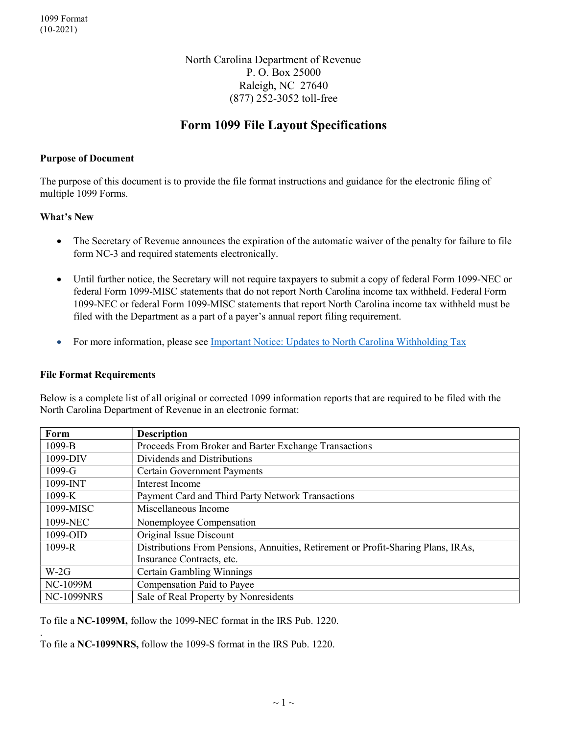1099 Format
(10-2021)

North Carolina Department of Revenue
P. O. Box 25000
Raleigh, NC 27640
(877) 252-3052 toll-free

# Form 1099 File Layout Specifications

**Purpose of Document**

The purpose of this document is to provide the file format instructions and guidance for the electronic filing of multiple 1099 Forms.

**What's New**

- The Secretary of Revenue announces the expiration of the automatic waiver of the penalty for failure to file form NC-3 and required statements electronically.
- Until further notice, the Secretary will not require taxpayers to submit a copy of federal Form 1099-NEC or federal Form 1099-MISC statements that do not report North Carolina income tax withheld. Federal Form 1099-NEC or federal Form 1099-MISC statements that report North Carolina income tax withheld must be filed with the Department as a part of a payer's annual report filing requirement.
- For more information, please see Important Notice: Updates to North Carolina Withholding Tax

**File Format Requirements**

Below is a complete list of all original or corrected 1099 information reports that are required to be filed with the North Carolina Department of Revenue in an electronic format:

| Form | Description |
|---|---|
| 1099-B | Proceeds From Broker and Barter Exchange Transactions |
| 1099-DIV | Dividends and Distributions |
| 1099-G | Certain Government Payments |
| 1099-INT | Interest Income |
| 1099-K | Payment Card and Third Party Network Transactions |
| 1099-MISC | Miscellaneous Income |
| 1099-NEC | Nonemployee Compensation |
| 1099-OID | Original Issue Discount |
| 1099-R | Distributions From Pensions, Annuities, Retirement or Profit-Sharing Plans, IRAs, Insurance Contracts, etc. |
| W-2G | Certain Gambling Winnings |
| NC-1099M | Compensation Paid to Payee |
| NC-1099NRS | Sale of Real Property by Nonresidents |

To file a **NC-1099M,** follow the 1099-NEC format in the IRS Pub. 1220.

To file a **NC-1099NRS,** follow the 1099-S format in the IRS Pub. 1220.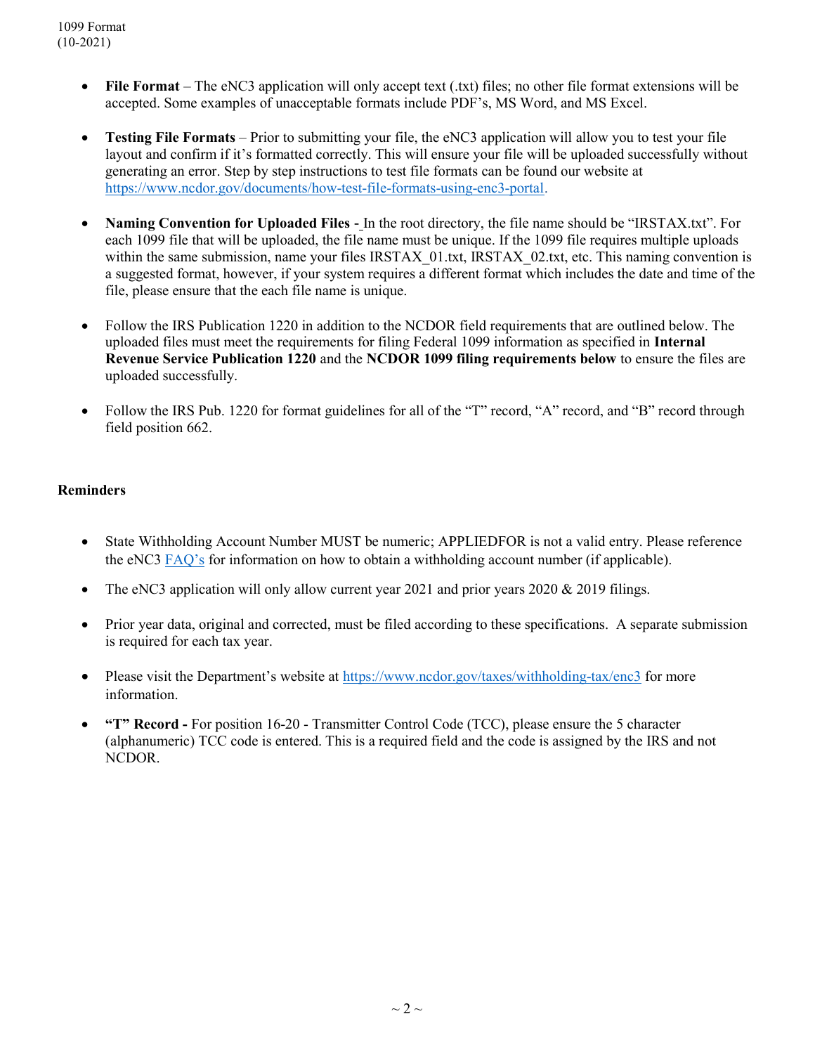- **File Format** – The eNC3 application will only accept text (.txt) files; no other file format extensions will be accepted. Some examples of unacceptable formats include PDF's, MS Word, and MS Excel.

- **Testing File Formats** – Prior to submitting your file, the eNC3 application will allow you to test your file layout and confirm if it's formatted correctly. This will ensure your file will be uploaded successfully without generating an error. Step by step instructions to test file formats can be found our website at https://www.ncdor.gov/documents/how-test-file-formats-using-enc3-portal.

- **Naming Convention for Uploaded Files** - In the root directory, the file name should be "IRSTAX.txt". For each 1099 file that will be uploaded, the file name must be unique. If the 1099 file requires multiple uploads within the same submission, name your files IRSTAX_01.txt, IRSTAX_02.txt, etc. This naming convention is a suggested format, however, if your system requires a different format which includes the date and time of the file, please ensure that the each file name is unique.

- Follow the IRS Publication 1220 in addition to the NCDOR field requirements that are outlined below. The uploaded files must meet the requirements for filing Federal 1099 information as specified in **Internal Revenue Service Publication 1220** and the **NCDOR 1099 filing requirements below** to ensure the files are uploaded successfully.

- Follow the IRS Pub. 1220 for format guidelines for all of the "T" record, "A" record, and "B" record through field position 662.

**Reminders**

- State Withholding Account Number MUST be numeric; APPLIEDFOR is not a valid entry. Please reference the eNC3 FAQ's for information on how to obtain a withholding account number (if applicable).

- The eNC3 application will only allow current year 2021 and prior years 2020 & 2019 filings.

- Prior year data, original and corrected, must be filed according to these specifications. A separate submission is required for each tax year.

- Please visit the Department's website at https://www.ncdor.gov/taxes/withholding-tax/enc3 for more information.

- **"T" Record -** For position 16-20 - Transmitter Control Code (TCC), please ensure the 5 character (alphanumeric) TCC code is entered. This is a required field and the code is assigned by the IRS and not NCDOR.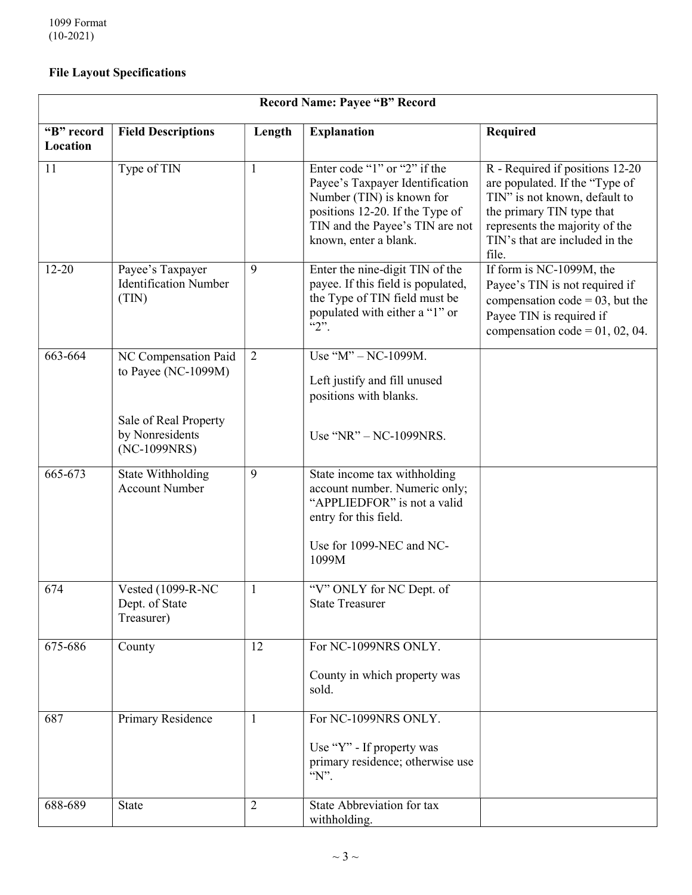**File Layout Specifications**

| Record Name: Payee “B” Record | | | | |
|---|---|---|---|---|
| **“B” record Location** | **Field Descriptions** | **Length** | **Explanation** | **Required** |
| 11 | Type of TIN | 1 | Enter code “1” or “2” if the Payee’s Taxpayer Identification Number (TIN) is known for positions 12-20. If the Type of TIN and the Payee’s TIN are not known, enter a blank. | R - Required if positions 12-20 are populated. If the “Type of TIN” is not known, default to the primary TIN type that represents the majority of the TIN’s that are included in the file. |
| 12-20 | Payee’s Taxpayer Identification Number (TIN) | 9 | Enter the nine-digit TIN of the payee. If this field is populated, the Type of TIN field must be populated with either a “1” or “2”. | If form is NC-1099M, the Payee’s TIN is not required if compensation code = 03, but the Payee TIN is required if compensation code = 01, 02, 04. |
| 663-664 | NC Compensation Paid to Payee (NC-1099M)<br><br>Sale of Real Property by Nonresidents (NC-1099NRS) | 2 | Use “M” – NC-1099M.<br><br>Left justify and fill unused positions with blanks.<br><br>Use “NR” – NC-1099NRS. | |
| 665-673 | State Withholding Account Number | 9 | State income tax withholding account number. Numeric only; “APPLIEDFOR” is not a valid entry for this field.<br><br>Use for 1099-NEC and NC-1099M | |
| 674 | Vested (1099-R-NC Dept. of State Treasurer) | 1 | “V” ONLY for NC Dept. of State Treasurer | |
| 675-686 | County | 12 | For NC-1099NRS ONLY.<br><br>County in which property was sold. | |
| 687 | Primary Residence | 1 | For NC-1099NRS ONLY.<br><br>Use “Y” - If property was primary residence; otherwise use “N”. | |
| 688-689 | State | 2 | State Abbreviation for tax withholding. | |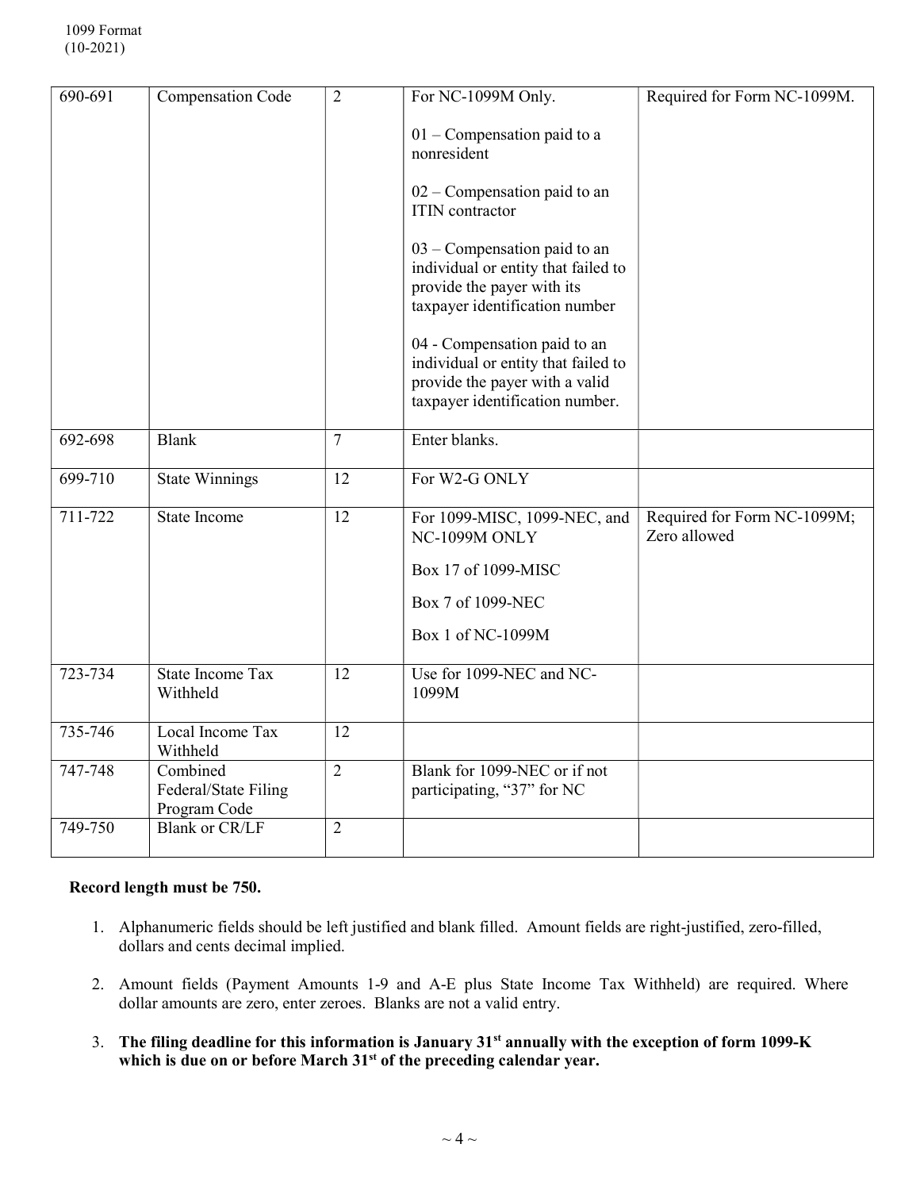| | | | | |
|---|---|---|---|---|
| 690-691 | Compensation Code | 2 | For NC-1099M Only.<br><br>01 – Compensation paid to a nonresident<br><br>02 – Compensation paid to an ITIN contractor<br><br>03 – Compensation paid to an individual or entity that failed to provide the payer with its taxpayer identification number<br><br>04 - Compensation paid to an individual or entity that failed to provide the payer with a valid taxpayer identification number. | Required for Form NC-1099M. |
| 692-698 | Blank | 7 | Enter blanks. | |
| 699-710 | State Winnings | 12 | For W2-G ONLY | |
| 711-722 | State Income | 12 | For 1099-MISC, 1099-NEC, and NC-1099M ONLY<br><br>Box 17 of 1099-MISC<br><br>Box 7 of 1099-NEC<br><br>Box 1 of NC-1099M | Required for Form NC-1099M; Zero allowed |
| 723-734 | State Income Tax Withheld | 12 | Use for 1099-NEC and NC-1099M | |
| 735-746 | Local Income Tax Withheld | 12 | | |
| 747-748 | Combined Federal/State Filing Program Code | 2 | Blank for 1099-NEC or if not participating, “37” for NC | |
| 749-750 | Blank or CR/LF | 2 | | |

**Record length must be 750.**

1. Alphanumeric fields should be left justified and blank filled. Amount fields are right-justified, zero-filled, dollars and cents decimal implied.

2. Amount fields (Payment Amounts 1-9 and A-E plus State Income Tax Withheld) are required. Where dollar amounts are zero, enter zeroes. Blanks are not a valid entry.

3. **The filing deadline for this information is January 31st annually with the exception of form 1099-K which is due on or before March 31st of the preceding calendar year.**